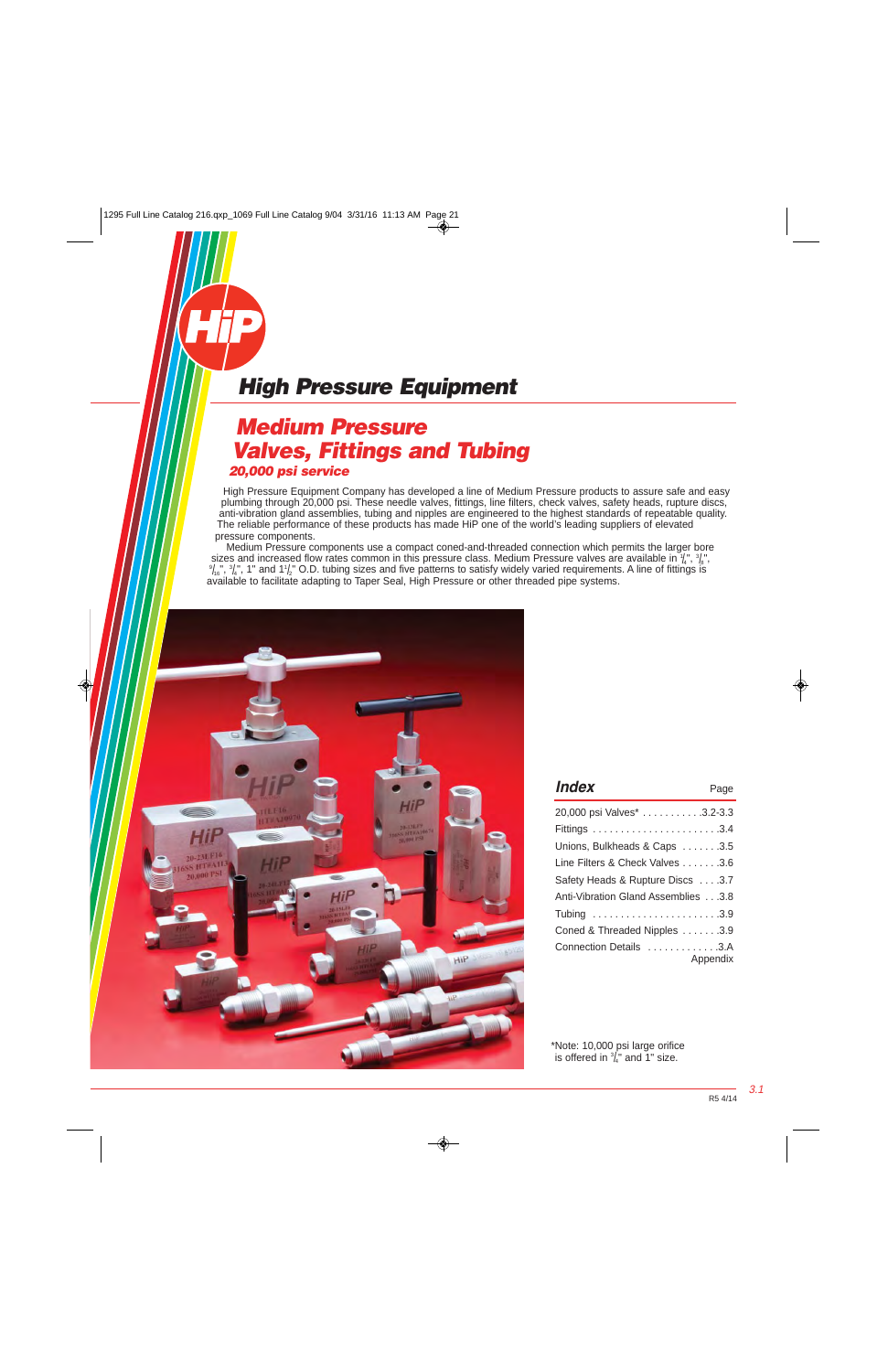# High Pressure Equipment

## Medium Pressure Valves, Fittings and Tubing

### 20,000 psi service

High Pressure Equipment Company has developed a line of Medium Pressure products to assure safe and easy plumbing through 20,000 psi. These needle valves, fittings, line filters, check valves, safety heads, rupture discs, anti-vibration gland assemblies, tubing and nipples are engineered to the highest standards of repeatable quality. The reliable performance of these products has made HiP one of the world's leading suppliers of elevated pressure components.

Medium Pressure components use a compact coned-and-threaded connection which permits the larger bore sizes and increased flow rates common in this pressure class. Medium Pressure valves are available in 1/4", 3/8", 9/16", 3/4", 1" and 1 1/2" O.D. tubing sizes and five patterns to satisfy widely varied requirements. A line of fittings is available to facilitate adapting to Taper Seal, High Pressure or other threaded pipe systems.

## Index

| | Page |
|---|---|
| 20,000 psi Valves* | 3.2-3.3 |
| Fittings | 3.4 |
| Unions, Bulkheads & Caps | 3.5 |
| Line Filters & Check Valves | 3.6 |
| Safety Heads & Rupture Discs | 3.7 |
| Anti-Vibration Gland Assemblies | 3.8 |
| Tubing | 3.9 |
| Coned & Threaded Nipples | 3.9 |
| Connection Details | 3.A Appendix |

*Note: 10,000 psi large orifice is offered in 3/4" and 1" size.

R5 4/14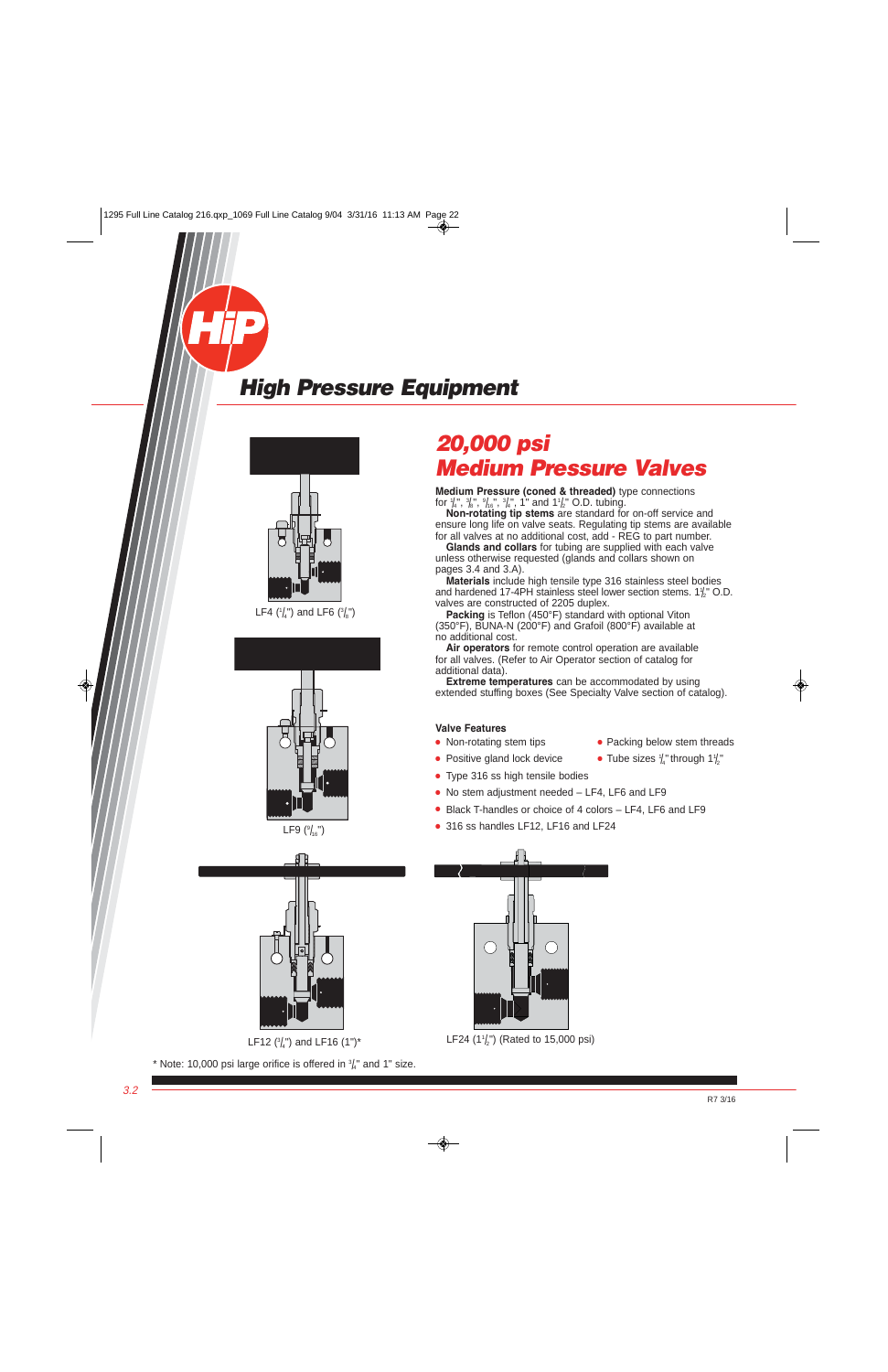# High Pressure Equipment

## 20,000 psi Medium Pressure Valves

**Medium Pressure (coned & threaded)** type connections for 1/4", 3/8", 9/16", 3/4", 1" and 1 1/2" O.D. tubing.

**Non-rotating tip stems** are standard for on-off service and ensure long life on valve seats. Regulating tip stems are available for all valves at no additional cost, add - REG to part number.

**Glands and collars** for tubing are supplied with each valve unless otherwise requested (glands and collars shown on pages 3.4 and 3.A).

**Materials** include high tensile type 316 stainless steel bodies and hardened 17-4PH stainless steel lower section stems. 1 1/2" O.D. valves are constructed of 2205 duplex.

**Packing** is Teflon (450°F) standard with optional Viton (350°F), BUNA-N (200°F) and Grafoil (800°F) available at no additional cost.

**Air operators** for remote control operation are available for all valves. (Refer to Air Operator section of catalog for additional data).

**Extreme temperatures** can be accommodated by using extended stuffing boxes (See Specialty Valve section of catalog).

### Valve Features

- Non-rotating stem tips
- Packing below stem threads
- Positive gland lock device
- Tube sizes 1/4" through 1 1/2"
- Type 316 ss high tensile bodies
- No stem adjustment needed – LF4, LF6 and LF9
- Black T-handles or choice of 4 colors – LF4, LF6 and LF9
- 316 ss handles LF12, LF16 and LF24

LF4 (1/4") and LF6 (3/8")

LF9 (9/16")

LF12 (3/4") and LF16 (1")*

LF24 (1 1/2") (Rated to 15,000 psi)

\* Note: 10,000 psi large orifice is offered in 3/4" and 1" size.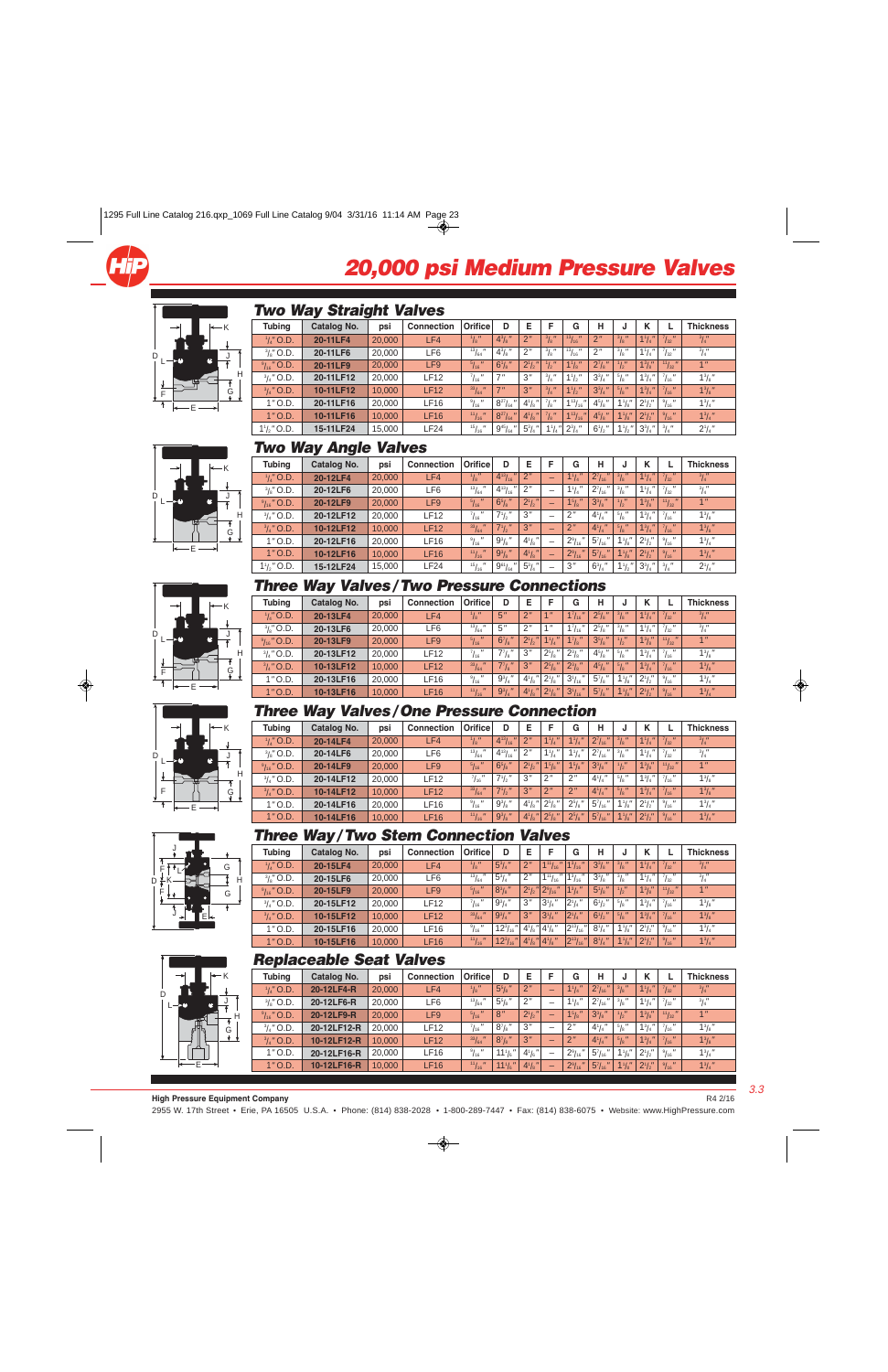# 20,000 psi Medium Pressure Valves

## Two Way Straight Valves

| Tubing | Catalog No. | psi | Connection | Orifice | D | E | F | G | H | J | K | L | Thickness |
|---|---|---|---|---|---|---|---|---|---|---|---|---|---|
| 1/4" O.D. | 20-11LF4 | 20,000 | LF4 | 1/8" | 4 3/8" | 2" | 3/8" | 13/32" | 2" | 3/8" | 1 1/4" | 7/32" | 3/4" |
| 3/8" O.D. | 20-11LF6 | 20,000 | LF6 | 13/64" | 4 3/8" | 2" | 3/8" | 13/32" | 2" | 3/8" | 1 1/4" | 7/32" | 3/4" |
| 9/16" O.D. | 20-11LF9 | 20,000 | LF9 | 5/16" | 6 7/8" | 2 1/2" | 1/2" | 1 1/8" | 2 7/8" | 1/2" | 1 3/4" | 11/32" | 1" |
| 3/4" O.D. | 20-11LF12 | 20,000 | LF12 | 7/16" | 7" | 3" | 3/4" | 1 1/2" | 3 3/4" | 5/8" | 1 3/4" | 7/16" | 1 3/8" |
| 3/4" O.D. | 10-11LF12 | 10,000 | LF12 | 33/64" | 7" | 3" | 3/4" | 1 1/2" | 3 3/4" | 5/8" | 1 3/4" | 7/16" | 1 3/8" |
| 1" O.D. | 20-11LF16 | 20,000 | LF16 | 9/16" | 8 27/64" | 4 1/8" | 7/8" | 1 13/16" | 4 5/8" | 1 1/8" | 2 1/2" | 9/16" | 1 3/4" |
| 1" O.D. | 10-11LF16 | 10,000 | LF16 | 11/16" | 8 27/64" | 4 1/8" | 7/8" | 1 13/16" | 4 5/8" | 1 1/8" | 2 1/2" | 9/16" | 1 3/4" |
| 1 1/2" O.D. | 15-11LF24 | 15,000 | LF24 | 15/16" | 9 45/64" | 5 1/4" | 1 1/4" | 2 3/4" | 6 1/2" | 1 1/2" | 3 1/4" | 3/4" | 2 1/4" |

## Two Way Angle Valves

| Tubing | Catalog No. | psi | Connection | Orifice | D | E | F | G | H | J | K | L | Thickness |
|---|---|---|---|---|---|---|---|---|---|---|---|---|---|
| 1/4" O.D. | 20-12LF4 | 20,000 | LF4 | 1/8" | 4 13/16" | 2" | – | 1 1/2" | 2 7/16" | 3/8" | 1 1/4" | 7/32" | 3/4" |
| 3/8" O.D. | 20-12LF6 | 20,000 | LF6 | 13/64" | 4 13/16" | 2" | – | 1 1/2" | 2 7/16" | 3/8" | 1 1/4" | 7/32" | 3/4" |
| 9/16" O.D. | 20-12LF9 | 20,000 | LF9 | 5/16" | 6 7/8" | 2 1/2" | – | 1 5/8" | 3 3/8" | 1/2" | 1 3/4" | 11/32" | 1" |
| 3/4" O.D. | 20-12LF12 | 20,000 | LF12 | 7/16" | 7 1/2" | 3" | – | 2" | 4 1/4" | 5/8" | 1 3/4" | 7/16" | 1 3/8" |
| 3/4" O.D. | 10-12LF12 | 10,000 | LF12 | 33/64" | 7 1/2" | 3" | – | 2" | 4 1/4" | 5/8" | 1 3/4" | 7/16" | 1 3/8" |
| 1" O.D. | 20-12LF16 | 20,000 | LF16 | 9/16" | 9 3/8" | 4 1/8" | – | 2 9/16" | 5 7/16" | 1 1/8" | 2 1/2" | 9/16" | 1 3/4" |
| 1" O.D. | 10-12LF16 | 10,000 | LF16 | 11/16" | 9 3/8" | 4 1/8" | – | 2 9/16" | 5 7/16" | 1 1/8" | 2 1/2" | 9/16" | 1 3/4" |
| 1 1/2" O.D. | 15-12LF24 | 15,000 | LF24 | 15/16" | 9 61/64" | 5 1/4" | – | 3" | 6 3/4" | 1 1/2" | 3 1/4" | 3/4" | 2 1/4" |

## Three Way Valves / Two Pressure Connections

| Tubing | Catalog No. | psi | Connection | Orifice | D | E | F | G | H | J | K | L | Thickness |
|---|---|---|---|---|---|---|---|---|---|---|---|---|---|
| 1/4" O.D. | 20-13LF4 | 20,000 | LF4 | 1/8" | 5" | 2" | 1" | 1 1/16" | 2 5/8" | 3/8" | 1 1/4" | 7/32" | 3/4" |
| 3/8" O.D. | 20-13LF6 | 20,000 | LF6 | 13/64" | 5" | 2" | 1" | 1 1/16" | 2 5/8" | 3/8" | 1 1/4" | 7/32" | 3/4" |
| 9/16" O.D. | 20-13LF9 | 20,000 | LF9 | 5/16" | 6 7/8" | 2 1/2" | 1 1/4" | 1 1/8" | 3 3/8" | 1/2" | 1 3/4" | 11/32" | 1" |
| 3/4" O.D. | 20-13LF12 | 20,000 | LF12 | 7/16" | 7 7/8" | 3" | 2 1/8" | 2 1/8" | 4 5/8" | 5/8" | 1 3/4" | 7/16" | 1 3/8" |
| 3/4" O.D. | 10-13LF12 | 10,000 | LF12 | 33/64" | 7 7/8" | 3" | 2 1/8" | 2 1/8" | 4 5/8" | 5/8" | 1 3/4" | 7/16" | 1 3/8" |
| 1" O.D. | 20-13LF16 | 20,000 | LF16 | 9/16" | 9 3/4" | 4 1/8" | 2 1/8" | 3 1/8" | 5 7/8" | 1 1/8" | 2 1/2" | 9/16" | 1 3/4" |
| 1" O.D. | 10-13LF16 | 10,000 | LF16 | 11/16" | 9 3/4" | 4 1/8" | 2 1/8" | 3 1/8" | 5 7/8" | 1 1/8" | 2 1/2" | 9/16" | 1 3/4" |

## Three Way Valves / One Pressure Connection

| Tubing | Catalog No. | psi | Connection | Orifice | D | E | F | G | H | J | K | L | Thickness |
|---|---|---|---|---|---|---|---|---|---|---|---|---|---|
| 1/4" O.D. | 20-14LF4 | 20,000 | LF4 | 1/8" | 4 13/16" | 2" | 1 1/2" | 1 1/2" | 2 7/16" | 3/8" | 1 1/4" | 7/32" | 3/4" |
| 3/8" O.D. | 20-14LF6 | 20,000 | LF6 | 13/64" | 4 13/16" | 2" | 1 1/2" | 1 1/2" | 2 7/16" | 3/8" | 1 1/4" | 7/32" | 3/4" |
| 9/16" O.D. | 20-14LF9 | 20,000 | LF9 | 5/16" | 6 7/8" | 2 1/2" | 1 5/8" | 1 5/8" | 3 3/8" | 1/2" | 1 3/4" | 11/32" | 1" |
| 3/4" O.D. | 20-14LF12 | 20,000 | LF12 | 7/16" | 7 1/2" | 3" | 2" | 2" | 4 1/4" | 5/8" | 1 3/4" | 7/16" | 1 3/8" |
| 3/4" O.D. | 10-14LF12 | 10,000 | LF12 | 33/64" | 7 1/2" | 3" | 2" | 2" | 4 1/4" | 5/8" | 1 3/4" | 7/16" | 1 3/8" |
| 1" O.D. | 20-14LF16 | 20,000 | LF16 | 9/16" | 9 3/8" | 4 1/8" | 2 5/8" | 2 5/8" | 5 7/16" | 1 1/8" | 2 1/2" | 9/16" | 1 3/4" |
| 1" O.D. | 10-14LF16 | 10,000 | LF16 | 11/16" | 9 3/8" | 4 1/8" | 2 5/8" | 2 5/8" | 5 7/16" | 1 1/8" | 2 1/2" | 9/16" | 1 3/4" |

## Three Way / Two Stem Connection Valves

| Tubing | Catalog No. | psi | Connection | Orifice | D | E | F | G | H | J | K | L | Thickness |
|---|---|---|---|---|---|---|---|---|---|---|---|---|---|
| 1/4" O.D. | 20-15LF4 | 20,000 | LF4 | 1/8" | 5 1/4" | 2" | 1 11/16" | 1 1/16" | 3 3/8" | 3/8" | 1 1/4" | 7/32" | 3/4" |
| 3/8" O.D. | 20-15LF6 | 20,000 | LF6 | 13/64" | 5 1/4" | 2" | 1 11/16" | 1 1/16" | 3 3/8" | 3/8" | 1 1/4" | 7/32" | 3/4" |
| 9/16" O.D. | 20-15LF9 | 20,000 | LF9 | 5/16" | 8 1/8" | 2 1/2" | 2 5/16" | 1 1/8" | 5 1/8" | 1/2" | 1 3/4" | 11/32" | 1" |
| 3/4" O.D. | 20-15LF12 | 20,000 | LF12 | 7/16" | 9 3/4" | 3" | 3 1/4" | 2 1/8" | 6 1/2" | 5/8" | 1 3/4" | 7/16" | 1 3/8" |
| 3/4" O.D. | 10-15LF12 | 10,000 | LF12 | 33/64" | 9 3/4" | 3" | 3 1/4" | 2 1/8" | 6 1/2" | 5/8" | 1 3/4" | 7/16" | 1 3/8" |
| 1" O.D. | 20-15LF16 | 20,000 | LF16 | 9/16" | 12 7/16" | 4 1/8" | 4 1/8" | 2 13/16" | 8 1/4" | 1 1/8" | 2 1/2" | 9/16" | 1 3/4" |
| 1" O.D. | 10-15LF16 | 10,000 | LF16 | 11/16" | 12 7/16" | 4 1/8" | 4 1/8" | 2 13/16" | 8 1/4" | 1 1/8" | 2 1/2" | 9/16" | 1 3/4" |

## Replaceable Seat Valves

| Tubing | Catalog No. | psi | Connection | Orifice | D | E | F | G | H | J | K | L | Thickness |
|---|---|---|---|---|---|---|---|---|---|---|---|---|---|
| 1/4" O.D. | 20-12LF4-R | 20,000 | LF4 | 1/8" | 5 3/8" | 2" | – | 1 1/2" | 2 7/16" | 3/8" | 1 1/4" | 7/32" | 3/4" |
| 3/8" O.D. | 20-12LF6-R | 20,000 | LF6 | 13/64" | 5 3/8" | 2" | – | 1 1/2" | 2 7/16" | 3/8" | 1 1/4" | 7/32" | 3/4" |
| 9/16" O.D. | 20-12LF9-R | 20,000 | LF9 | 5/16" | 8" | 2 1/2" | – | 1 5/8" | 3 3/8" | 1/2" | 1 3/4" | 11/32" | 1" |
| 3/4" O.D. | 20-12LF12-R | 20,000 | LF12 | 7/16" | 8 7/8" | 3" | – | 2" | 4 1/4" | 5/8" | 1 3/4" | 7/16" | 1 3/8" |
| 3/4" O.D. | 10-12LF12-R | 10,000 | LF12 | 33/64" | 8 7/8" | 3" | – | 2" | 4 1/4" | 5/8" | 1 3/4" | 7/16" | 1 3/8" |
| 1" O.D. | 20-12LF16-R | 20,000 | LF16 | 9/16" | 11 1/8" | 4 1/8" | – | 2 9/16" | 5 7/16" | 1 1/8" | 2 1/2" | 9/16" | 1 3/4" |
| 1" O.D. | 10-12LF16-R | 10,000 | LF16 | 11/16" | 11 1/8" | 4 1/8" | – | 2 9/16" | 5 7/16" | 1 1/8" | 2 1/2" | 9/16" | 1 3/4" |

**High Pressure Equipment Company**

2955 W. 17th Street • Erie, PA 16505 U.S.A. • Phone: (814) 838-2028 • 1-800-289-7447 • Fax: (814) 838-6075 • Website: www.HighPressure.com

R4 2/16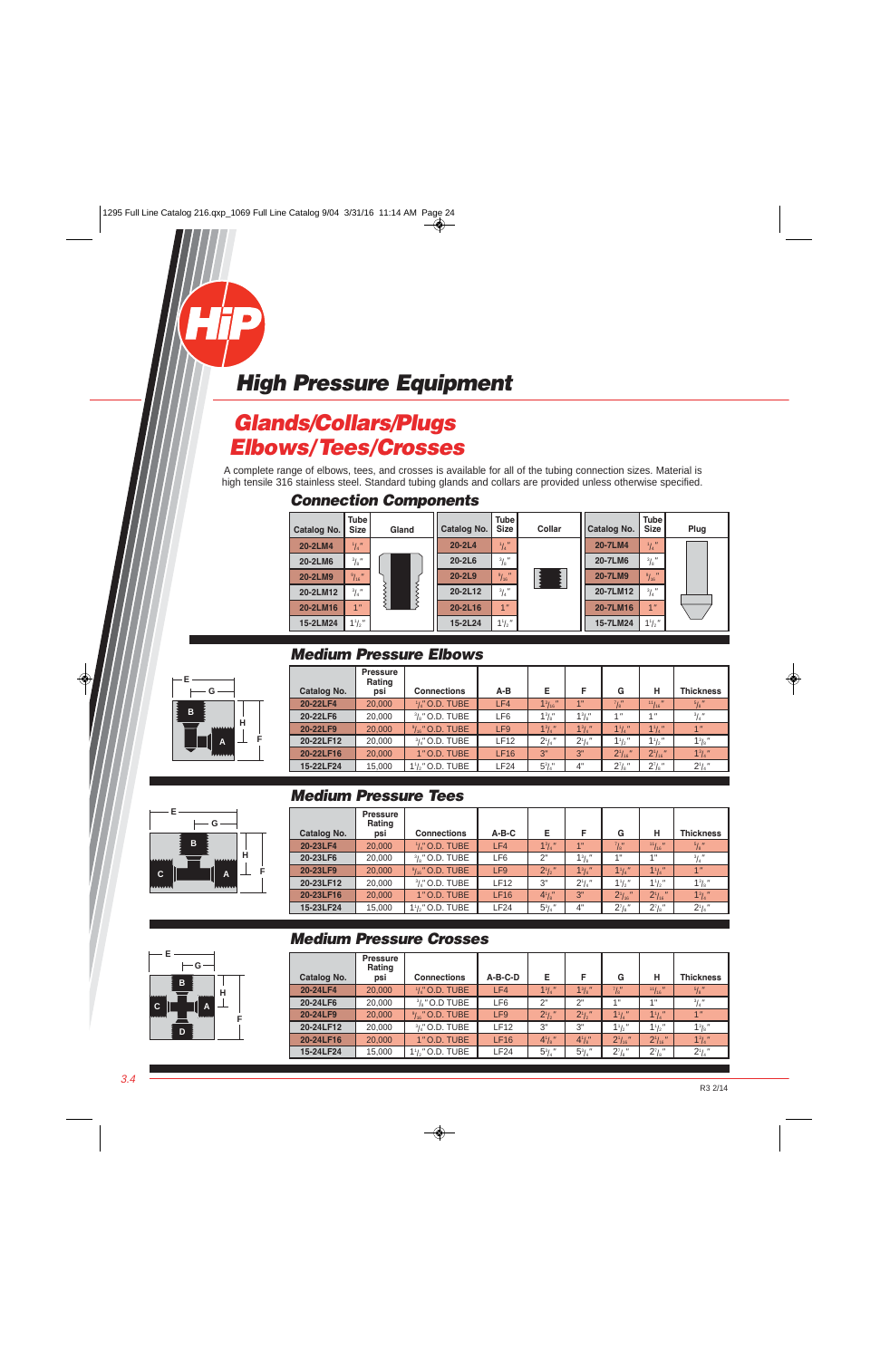# High Pressure Equipment

## Glands/Collars/Plugs
## Elbows/Tees/Crosses

A complete range of elbows, tees, and crosses is available for all of the tubing connection sizes. Material is high tensile 316 stainless steel. Standard tubing glands and collars are provided unless otherwise specified.

### Connection Components

| Catalog No. | Tube Size | Gland | Catalog No. | Tube Size | Collar | Catalog No. | Tube Size | Plug |
|---|---|---|---|---|---|---|---|---|
| 20-2LM4 | 1/4" | | 20-2L4 | 1/4" | | 20-7LM4 | 1/4" | |
| 20-2LM6 | 3/8" | | 20-2L6 | 3/8" | | 20-7LM6 | 3/8" | |
| 20-2LM9 | 9/16" | | 20-2L9 | 9/16" | | 20-7LM9 | 9/16" | |
| 20-2LM12 | 3/4" | | 20-2L12 | 3/4" | | 20-7LM12 | 3/4" | |
| 20-2LM16 | 1" | | 20-2L16 | 1" | | 20-7LM16 | 1" | |
| 15-2LM24 | 1 1/2" | | 15-2L24 | 1 1/2" | | 15-7LM24 | 1 1/2" | |

### Medium Pressure Elbows

| Catalog No. | Pressure Rating psi | Connections | A-B | E | F | G | H | Thickness |
|---|---|---|---|---|---|---|---|---|
| 20-22LF4 | 20,000 | 1/4" O.D. TUBE | LF4 | 1 3/16" | 1" | 7/8" | 11/16" | 5/8" |
| 20-22LF6 | 20,000 | 3/8" O.D. TUBE | LF6 | 1 3/8" | 1 3/8" | 1" | 1" | 3/4" |
| 20-22LF9 | 20,000 | 9/16" O.D. TUBE | LF9 | 1 3/4" | 1 3/8" | 1 1/4" | 1 1/8" | 1" |
| 20-22LF12 | 20,000 | 3/4" O.D. TUBE | LF12 | 2 1/4" | 2 1/4" | 1 1/2" | 1 1/2" | 1 3/8" |
| 20-22LF16 | 20,000 | 1" O.D. TUBE | LF16 | 3" | 3" | 2 1/16" | 2 1/16" | 1 3/8" |
| 15-22LF24 | 15,000 | 1 1/2" O.D. TUBE | LF24 | 5 1/2" | 4" | 2 7/8" | 2 7/8" | 2 1/4" |

### Medium Pressure Tees

| Catalog No. | Pressure Rating psi | Connections | A-B-C | E | F | G | H | Thickness |
|---|---|---|---|---|---|---|---|---|
| 20-23LF4 | 20,000 | 1/4" O.D. TUBE | LF4 | 1 3/4" | 1" | 7/8" | 11/16" | 5/8" |
| 20-23LF6 | 20,000 | 3/8" O.D. TUBE | LF6 | 2" | 1 3/8" | 1" | 1" | 3/4" |
| 20-23LF9 | 20,000 | 9/16" O.D. TUBE | LF9 | 2 1/2" | 1 3/8" | 1 1/4" | 1 1/8" | 1" |
| 20-23LF12 | 20,000 | 3/4" O.D. TUBE | LF12 | 3" | 2 1/4" | 1 1/2" | 1 1/2" | 1 3/8" |
| 20-23LF16 | 20,000 | 1" O.D. TUBE | LF16 | 4 1/8" | 3" | 2 1/16" | 2 1/16" | 1 3/8" |
| 15-23LF24 | 15,000 | 1 1/2" O.D. TUBE | LF24 | 5 3/4" | 4" | 2 7/8" | 2 7/8" | 2 1/4" |

### Medium Pressure Crosses

| Catalog No. | Pressure Rating psi | Connections | A-B-C-D | E | F | G | H | Thickness |
|---|---|---|---|---|---|---|---|---|
| 20-24LF4 | 20,000 | 1/4" O.D. TUBE | LF4 | 1 3/4" | 1 3/8" | 7/8" | 11/16" | 5/8" |
| 20-24LF6 | 20,000 | 3/8" O.D TUBE | LF6 | 2" | 2" | 1" | 1" | 3/4" |
| 20-24LF9 | 20,000 | 9/16" O.D. TUBE | LF9 | 2 1/2" | 2 1/2" | 1 1/4" | 1 1/4" | 1" |
| 20-24LF12 | 20,000 | 3/4" O.D. TUBE | LF12 | 3" | 3" | 1 1/2" | 1 1/2" | 1 3/8" |
| 20-24LF16 | 20,000 | 1" O.D. TUBE | LF16 | 4 1/8" | 4 1/8" | 2 1/16" | 2 1/16" | 1 3/8" |
| 15-24LF24 | 15,000 | 1 1/2" O.D. TUBE | LF24 | 5 3/4" | 5 3/4" | 2 7/8" | 2 7/8" | 2 1/4" |

R3 2/14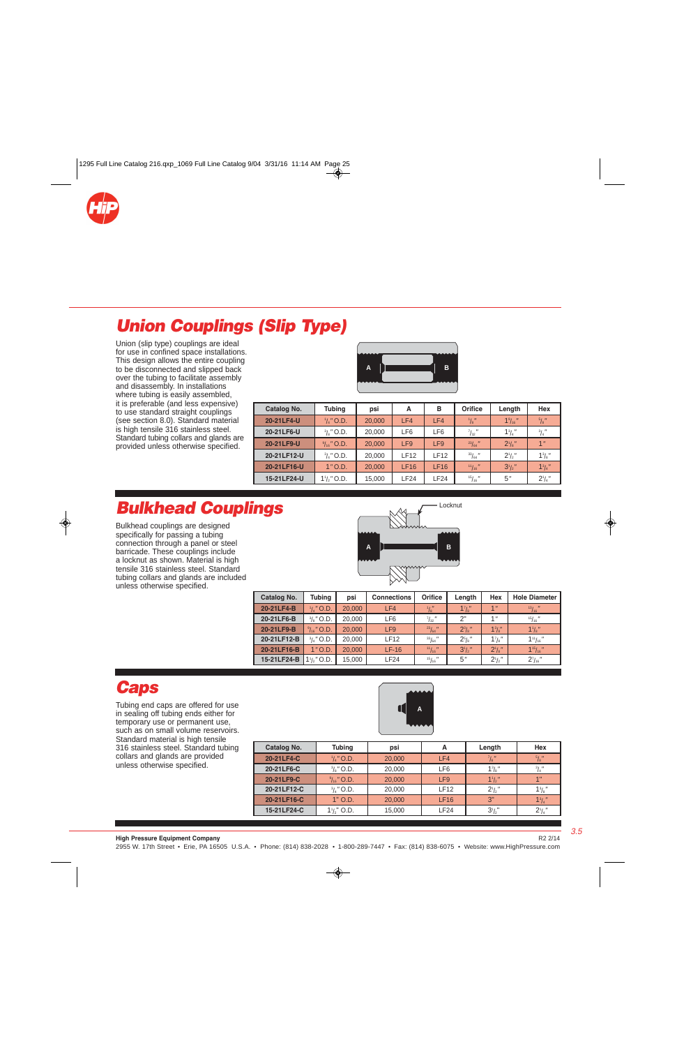## Union Couplings (Slip Type)

Union (slip type) couplings are ideal for use in confined space installations. This design allows the entire coupling to be disconnected and slipped back over the tubing to facilitate assembly and disassembly. In installations where tubing is easily assembled, it is preferable (and less expensive) to use standard straight couplings (see section 8.0). Standard material is high tensile 316 stainless steel. Standard tubing collars and glands are provided unless otherwise specified.

| Catalog No. | Tubing | psi | A | B | Orifice | Length | Hex |
|---|---|---|---|---|---|---|---|
| 20-21LF4-U | 1/4" O.D. | 20,000 | LF4 | LF4 | 1/8" | 1 9/16" | 5/8" |
| 20-21LF6-U | 3/8" O.D. | 20,000 | LF6 | LF6 | 7/32" | 1 3/4" | 7/8" |
| 20-21LF9-U | 9/16" O.D. | 20,000 | LF9 | LF9 | 23/64" | 2 1/8" | 1" |
| 20-21LF12-U | 3/4" O.D. | 20,000 | LF12 | LF12 | 33/64" | 2 1/2" | 1 3/8" |
| 20-21LF16-U | 1" O.D. | 20,000 | LF16 | LF16 | 11/16" | 3 1/2" | 1 3/4" |
| 15-21LF24-U | 1 1/2" O.D. | 15,000 | LF24 | LF24 | 15/16" | 5" | 2 1/4" |

## Bulkhead Couplings

Bulkhead couplings are designed specifically for passing a tubing connection through a panel or steel barricade. These couplings include a locknut as shown. Material is high tensile 316 stainless steel. Standard tubing collars and glands are included unless otherwise specified.

Locknut

| Catalog No. | Tubing | psi | Connections | Orifice | Length | Hex | Hole Diameter |
|---|---|---|---|---|---|---|---|
| 20-21LF4-B | 1/4" O.D. | 20,000 | LF4 | 1/8" | 1 1/2" | 1" | 13/16" |
| 20-21LF6-B | 3/8" O.D. | 20,000 | LF6 | 7/32" | 2" | 1" | 15/16" |
| 20-21LF9-B | 9/16" O.D. | 20,000 | LF9 | 23/64" | 2 3/8" | 1 3/8" | 1 1/8" |
| 20-21LF12-B | 3/4" O.D. | 20,000 | LF12 | 33/64" | 2 5/8" | 1 7/8" | 1 11/16" |
| 20-21LF16-B | 1" O.D. | 20,000 | LF-16 | 11/16" | 3 1/2" | 2 3/8" | 1 15/16" |
| 15-21LF24-B | 1 1/2" O.D. | 15,000 | LF24 | 15/16" | 5" | 2 1/2" | 2 7/16" |

## Caps

Tubing end caps are offered for use in sealing off tubing ends either for temporary use or permanent use, such as on small volume reservoirs. Standard material is high tensile 316 stainless steel. Standard tubing collars and glands are provided unless otherwise specified.

| Catalog No. | Tubing | psi | A | Length | Hex |
|---|---|---|---|---|---|
| 20-21LF4-C | 1/4" O.D. | 20,000 | LF4 | 7/8" | 5/8" |
| 20-21LF6-C | 3/8" O.D. | 20,000 | LF6 | 1 3/16" | 3/4" |
| 20-21LF9-C | 9/16" O.D. | 20,000 | LF9 | 1 1/2" | 1" |
| 20-21LF12-C | 3/4" O.D. | 20,000 | LF12 | 2 1/2" | 1 3/8" |
| 20-21LF16-C | 1" O.D. | 20,000 | LF16 | 3" | 1 3/4" |
| 15-21LF24-C | 1 1/2" O.D. | 15,000 | LF24 | 3 1/2" | 2 1/4" |

**High Pressure Equipment Company**

R2 2/14

2955 W. 17th Street • Erie, PA 16505 U.S.A. • Phone: (814) 838-2028 • 1-800-289-7447 • Fax: (814) 838-6075 • Website: www.HighPressure.com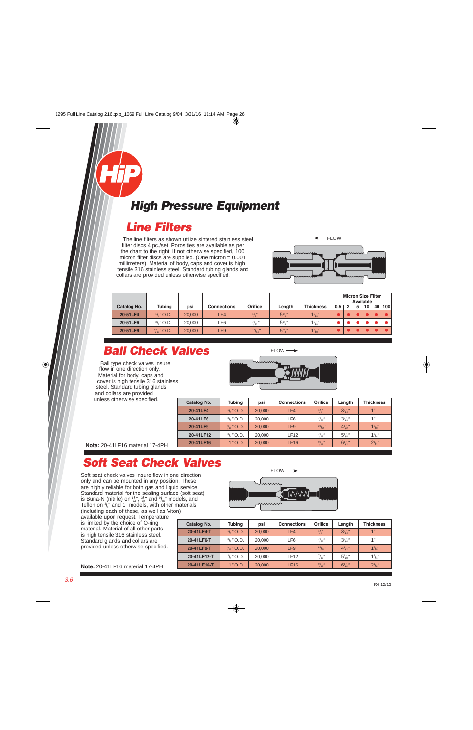# High Pressure Equipment

## Line Filters

The line filters as shown utilize sintered stainless steel filter discs 4 pc./set. Porosities are available as per the chart to the right. If not otherwise specified, 100 micron filter discs are supplied. (One micron = 0.001 millimeters). Material of body, caps and cover is high tensile 316 stainless steel. Standard tubing glands and collars are provided unless otherwise specified.

FLOW

| Catalog No. | Tubing | psi | Connections | Orifice | Length | Thickness | Micron Size Filter Available 0.5 | 2 | 5 | 10 | 40 | 100 |
|---|---|---|---|---|---|---|---|---|---|---|---|---|
| 20-51LF4 | 1/4" O.D. | 20,000 | LF4 | 1/8" | 5 1/4" | 1 3/8" | ● | ● | ● | ● | ● | ● |
| 20-51LF6 | 3/8" O.D. | 20,000 | LF6 | 7/32" | 5 1/4" | 1 3/8" | ● | ● | ● | ● | ● | ● |
| 20-51LF9 | 9/16" O.D. | 20,000 | LF9 | 23/64" | 5 1/4" | 1 3/8" | ● | ● | ● | ● | ● | ● |

## Ball Check Valves

Ball type check valves insure flow in one direction only. Material for body, caps and cover is high tensile 316 stainless steel. Standard tubing glands and collars are provided unless otherwise specified.

FLOW

| Catalog No. | Tubing | psi | Connections | Orifice | Length | Thickness |
|---|---|---|---|---|---|---|
| 20-41LF4 | 1/4" O.D. | 20,000 | LF4 | 1/8" | 3 1/2" | 1" |
| 20-41LF6 | 3/8" O.D. | 20,000 | LF6 | 7/32" | 3 1/2" | 1" |
| 20-41LF9 | 9/16" O.D. | 20,000 | LF9 | 23/64" | 4 1/2" | 1 3/8" |
| 20-41LF12 | 3/4" O.D. | 20,000 | LF12 | 7/16" | 5 1/4" | 1 3/4" |
| 20-41LF16 | 1" O.D. | 20,000 | LF16 | 9/16" | 6 1/2" | 2 1/2" |

**Note:** 20-41LF16 material 17-4PH

## Soft Seat Check Valves

Soft seat check valves insure flow in one direction only and can be mounted in any position. These are highly reliable for both gas and liquid service. Standard material for the sealing surface (soft seat) is Buna-N (nitrile) on 1/4", 3/8" and 9/16" models, and Teflon on 3/4" and 1" models, with other materials (including each of these, as well as Viton) available upon request. Temperature is limited by the choice of O-ring material. Material of all other parts is high tensile 316 stainless steel. Standard glands and collars are provided unless otherwise specified.

FLOW

| Catalog No. | Tubing | psi | Connections | Orifice | Length | Thickness |
|---|---|---|---|---|---|---|
| 20-41LF4-T | 1/4" O.D. | 20,000 | LF4 | 1/8" | 3 1/2" | 1" |
| 20-41LF6-T | 3/8" O.D. | 20,000 | LF6 | 7/32" | 3 1/2" | 1" |
| 20-41LF9-T | 9/16" O.D. | 20,000 | LF9 | 23/64" | 4 1/2" | 1 3/8" |
| 20-41LF12-T | 3/4" O.D. | 20,000 | LF12 | 7/16" | 5 1/4" | 1 3/4" |
| 20-41LF16-T | 1" O.D. | 20,000 | LF16 | 9/16" | 6 1/2" | 2 1/2" |

**Note:** 20-41LF16 material 17-4PH

R4 12/13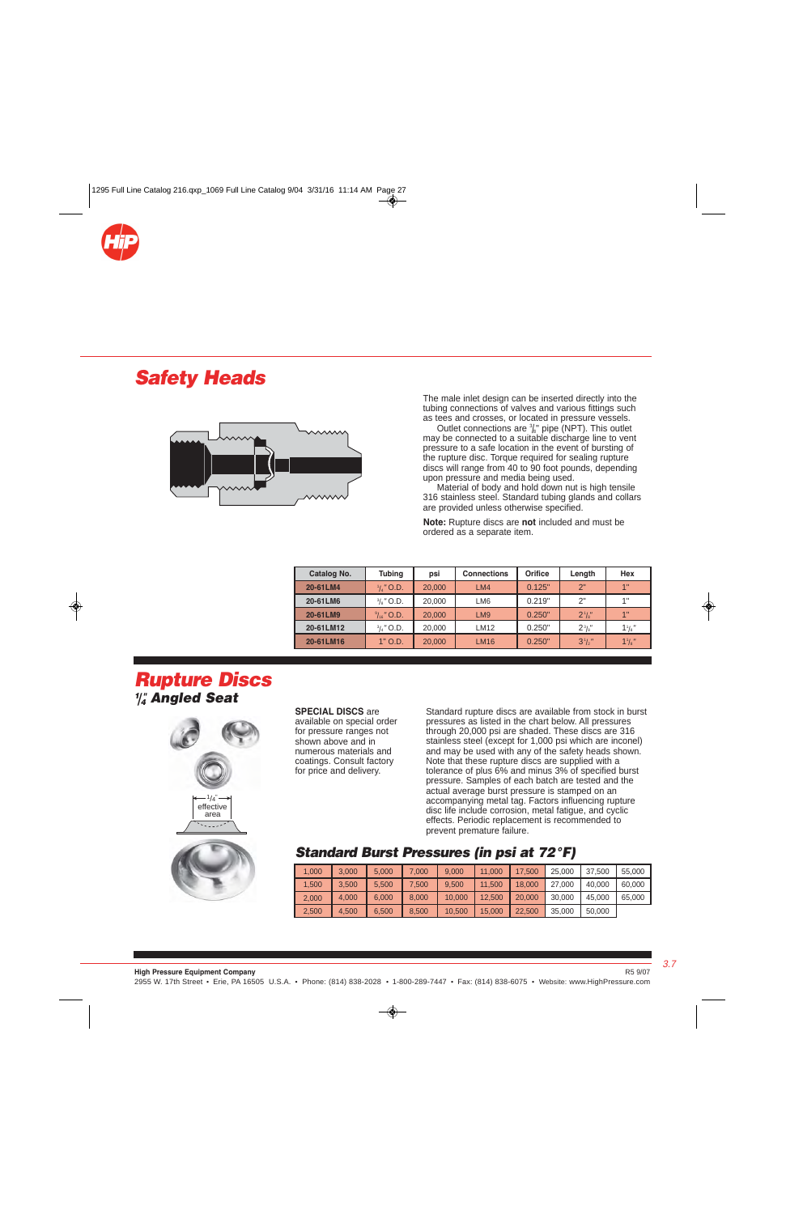# Safety Heads

The male inlet design can be inserted directly into the tubing connections of valves and various fittings such as tees and crosses, or located in pressure vessels.

Outlet connections are 3/8" pipe (NPT). This outlet may be connected to a suitable discharge line to vent pressure to a safe location in the event of bursting of the rupture disc. Torque required for sealing rupture discs will range from 40 to 90 foot pounds, depending upon pressure and media being used.

Material of body and hold down nut is high tensile 316 stainless steel. Standard tubing glands and collars are provided unless otherwise specified.

**Note:** Rupture discs are **not** included and must be ordered as a separate item.

| Catalog No. | Tubing | psi | Connections | Orifice | Length | Hex |
|---|---|---|---|---|---|---|
| 20-61LM4 | 1/4" O.D. | 20,000 | LM4 | 0.125" | 2" | 1" |
| 20-61LM6 | 3/8" O.D. | 20,000 | LM6 | 0.219" | 2" | 1" |
| 20-61LM9 | 9/16" O.D. | 20,000 | LM9 | 0.250" | 2 1/8" | 1" |
| 20-61LM12 | 3/4" O.D. | 20,000 | LM12 | 0.250" | 2 3/8" | 1 3/8" |
| 20-61LM16 | 1" O.D. | 20,000 | LM16 | 0.250" | 3 1/2" | 1 3/4" |

# Rupture Discs

## 1/4" Angled Seat

1/4" effective area

**SPECIAL DISCS** are available on special order for pressure ranges not shown above and in numerous materials and coatings. Consult factory for price and delivery.

Standard rupture discs are available from stock in burst pressures as listed in the chart below. All pressures through 20,000 psi are shaded. These discs are 316 stainless steel (except for 1,000 psi which are inconel) and may be used with any of the safety heads shown. Note that these rupture discs are supplied with a tolerance of plus 6% and minus 3% of specified burst pressure. Samples of each batch are tested and the actual average burst pressure is stamped on an accompanying metal tag. Factors influencing rupture disc life include corrosion, metal fatigue, and cyclic effects. Periodic replacement is recommended to prevent premature failure.

## Standard Burst Pressures (in psi at 72°F)

| | | | | | | | | | |
|---|---|---|---|---|---|---|---|---|---|
| 1,000 | 3,000 | 5,000 | 7,000 | 9,000 | 11,000 | 17,500 | 25,000 | 37,500 | 55,000 |
| 1,500 | 3,500 | 5,500 | 7,500 | 9,500 | 11,500 | 18,000 | 27,000 | 40,000 | 60,000 |
| 2,000 | 4,000 | 6,000 | 8,000 | 10,000 | 12,500 | 20,000 | 30,000 | 45,000 | 65,000 |
| 2,500 | 4,500 | 6,500 | 8,500 | 10,500 | 15,000 | 22,500 | 35,000 | 50,000 | |

**High Pressure Equipment Company**
R5 9/07
2955 W. 17th Street • Erie, PA 16505 U.S.A. • Phone: (814) 838-2028 • 1-800-289-7447 • Fax: (814) 838-6075 • Website: www.HighPressure.com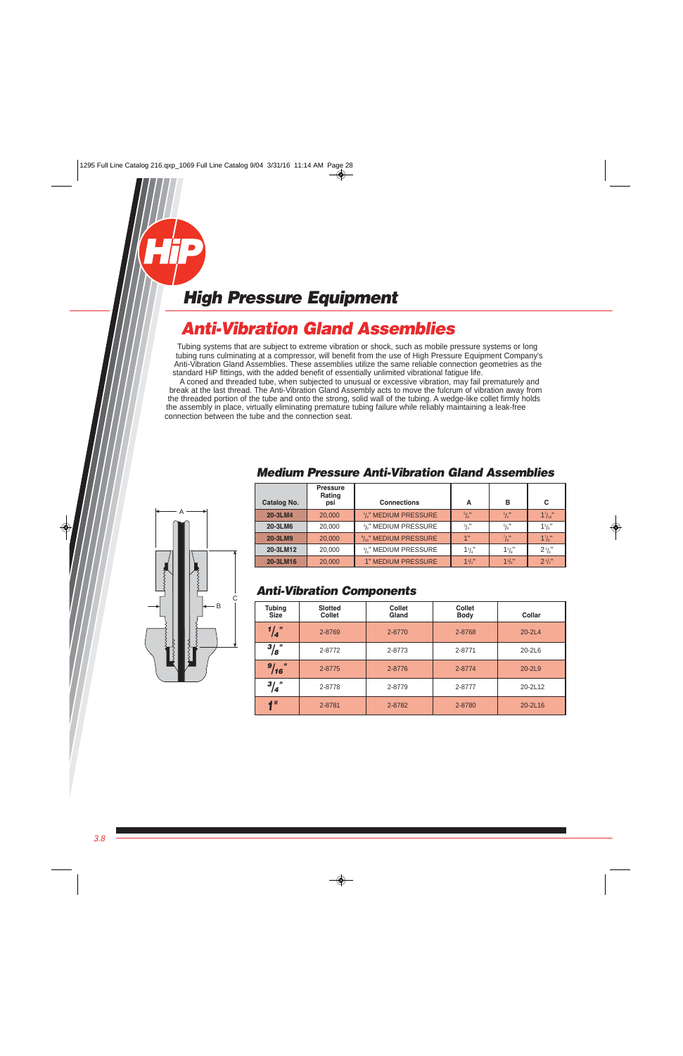## High Pressure Equipment

# Anti-Vibration Gland Assemblies

Tubing systems that are subject to extreme vibration or shock, such as mobile pressure systems or long tubing runs culminating at a compressor, will benefit from the use of High Pressure Equipment Company's Anti-Vibration Gland Assemblies. These assemblies utilize the same reliable connection geometries as the standard HiP fittings, with the added benefit of essentially unlimited vibrational fatigue life.

A coned and threaded tube, when subjected to unusual or excessive vibration, may fail prematurely and break at the last thread. The Anti-Vibration Gland Assembly acts to move the fulcrum of vibration away from the threaded portion of the tube and onto the strong, solid wall of the tubing. A wedge-like collet firmly holds the assembly in place, virtually eliminating premature tubing failure while reliably maintaining a leak-free connection between the tube and the connection seat.

### Medium Pressure Anti-Vibration Gland Assemblies

| Catalog No. | Pressure Rating psi | Connections | A | B | C |
|---|---|---|---|---|---|
| 20-3LM4 | 20,000 | 1/4" MEDIUM PRESSURE | 5/8" | 1/2" | 1 7/16" |
| 20-3LM6 | 20,000 | 3/8" MEDIUM PRESSURE | 3/4" | 5/8" | 1 5/8" |
| 20-3LM9 | 20,000 | 9/16" MEDIUM PRESSURE | 1" | 7/8" | 1 7/8" |
| 20-3LM12 | 20,000 | 3/4" MEDIUM PRESSURE | 1 1/4" | 1 1/8" | 2 1/8" |
| 20-3LM16 | 20,000 | 1" MEDIUM PRESSURE | 1 1/2" | 1 3/8" | 2 1/2" |

### Anti-Vibration Components

| Tubing Size | Slotted Collet | Collet Gland | Collet Body | Collar |
|---|---|---|---|---|
| 1/4" | 2-8769 | 2-8770 | 2-8768 | 20-2L4 |
| 3/8" | 2-8772 | 2-8773 | 2-8771 | 20-2L6 |
| 9/16" | 2-8775 | 2-8776 | 2-8774 | 20-2L9 |
| 3/4" | 2-8778 | 2-8779 | 2-8777 | 20-2L12 |
| 1" | 2-8781 | 2-8782 | 2-8780 | 20-2L16 |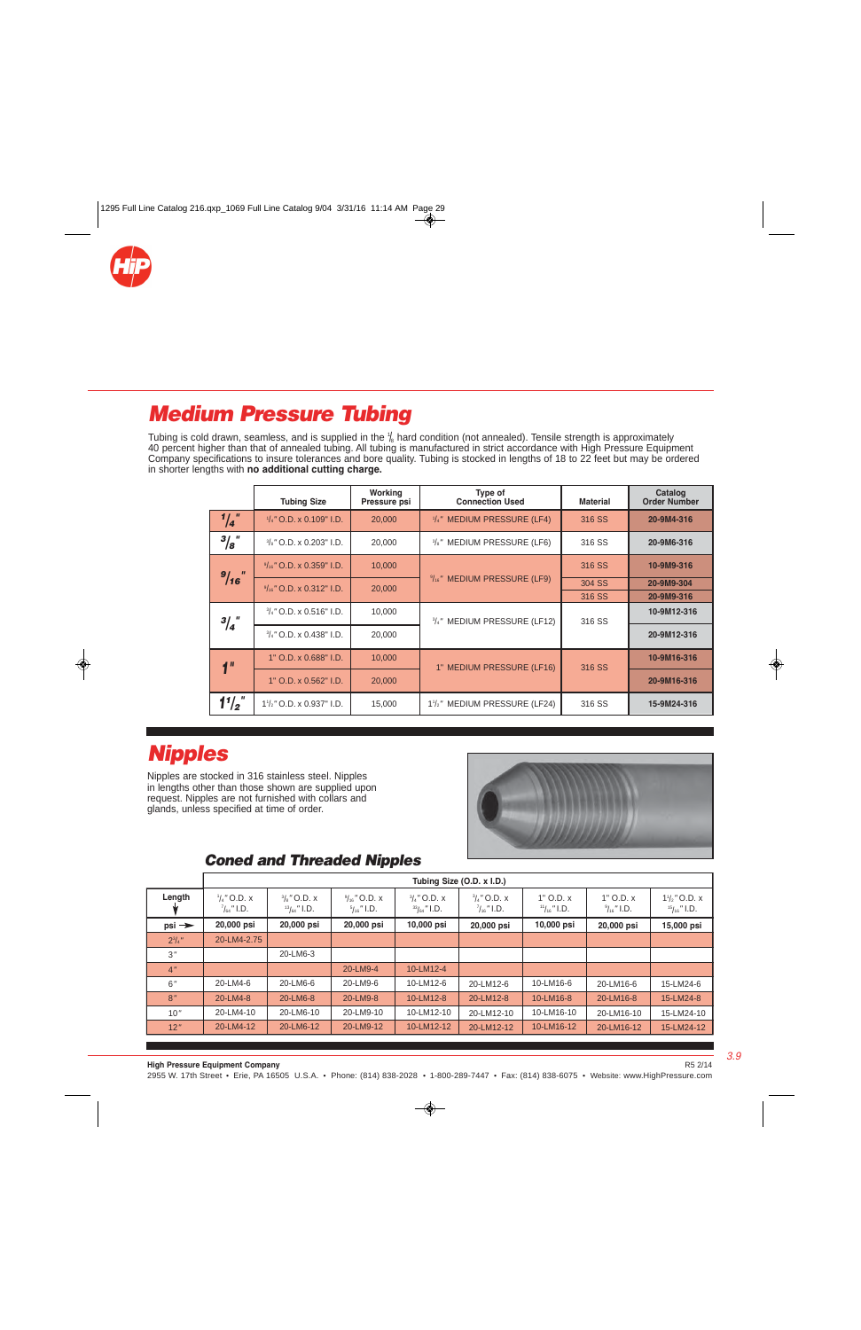# Medium Pressure Tubing

Tubing is cold drawn, seamless, and is supplied in the 1/8 hard condition (not annealed). Tensile strength is approximately 40 percent higher than that of annealed tubing. All tubing is manufactured in strict accordance with High Pressure Equipment Company specifications to insure tolerances and bore quality. Tubing is stocked in lengths of 18 to 22 feet but may be ordered in shorter lengths with **no additional cutting charge.**

| | Tubing Size | Working Pressure psi | Type of Connection Used | Material | Catalog Order Number |
|---|---|---|---|---|---|
| 1/4" | 1/4" O.D. x 0.109" I.D. | 20,000 | 1/4" MEDIUM PRESSURE (LF4) | 316 SS | 20-9M4-316 |
| 3/8" | 3/8" O.D. x 0.203" I.D. | 20,000 | 3/8" MEDIUM PRESSURE (LF6) | 316 SS | 20-9M6-316 |
| 9/16" | 9/16" O.D. x 0.359" I.D. | 10,000 | 9/16" MEDIUM PRESSURE (LF9) | 316 SS | 10-9M9-316 |
| | 9/16" O.D. x 0.312" I.D. | 20,000 | | 304 SS | 20-9M9-304 |
| | | | | 316 SS | 20-9M9-316 |
| 3/4" | 3/4" O.D. x 0.516" I.D. | 10,000 | 3/4" MEDIUM PRESSURE (LF12) | 316 SS | 10-9M12-316 |
| | 3/4" O.D. x 0.438" I.D. | 20,000 | | | 20-9M12-316 |
| 1" | 1" O.D. x 0.688" I.D. | 10,000 | 1" MEDIUM PRESSURE (LF16) | 316 SS | 10-9M16-316 |
| | 1" O.D. x 0.562" I.D. | 20,000 | | | 20-9M16-316 |
| 1 1/2" | 1 1/2" O.D. x 0.937" I.D. | 15,000 | 1 1/2" MEDIUM PRESSURE (LF24) | 316 SS | 15-9M24-316 |

# Nipples

Nipples are stocked in 316 stainless steel. Nipples in lengths other than those shown are supplied upon request. Nipples are not furnished with collars and glands, unless specified at time of order.

## Coned and Threaded Nipples

| | Tubing Size (O.D. x I.D.) | | | | | | | |
|---|---|---|---|---|---|---|---|---|
| Length | 1/4" O.D. x 7/64" I.D. | 3/8" O.D. x 13/64" I.D. | 9/16" O.D. x 5/16" I.D. | 3/4" O.D. x 33/64" I.D. | 3/4" O.D. x 7/16" I.D. | 1" O.D. x 11/16" I.D. | 1" O.D. x 9/16" I.D. | 1 1/2" O.D. x 15/16" I.D. |
| psi → | 20,000 psi | 20,000 psi | 20,000 psi | 10,000 psi | 20,000 psi | 10,000 psi | 20,000 psi | 15,000 psi |
| 2 3/4" | 20-LM4-2.75 | | | | | | | |
| 3" | | 20-LM6-3 | | | | | | |
| 4" | | | 20-LM9-4 | 10-LM12-4 | | | | |
| 6" | 20-LM4-6 | 20-LM6-6 | 20-LM9-6 | 10-LM12-6 | 20-LM12-6 | 10-LM16-6 | 20-LM16-6 | 15-LM24-6 |
| 8" | 20-LM4-8 | 20-LM6-8 | 20-LM9-8 | 10-LM12-8 | 20-LM12-8 | 10-LM16-8 | 20-LM16-8 | 15-LM24-8 |
| 10" | 20-LM4-10 | 20-LM6-10 | 20-LM9-10 | 10-LM12-10 | 20-LM12-10 | 10-LM16-10 | 20-LM16-10 | 15-LM24-10 |
| 12" | 20-LM4-12 | 20-LM6-12 | 20-LM9-12 | 10-LM12-12 | 20-LM12-12 | 10-LM16-12 | 20-LM16-12 | 15-LM24-12 |

**High Pressure Equipment Company**
2955 W. 17th Street • Erie, PA 16505 U.S.A. • Phone: (814) 838-2028 • 1-800-289-7447 • Fax: (814) 838-6075 • Website: www.HighPressure.com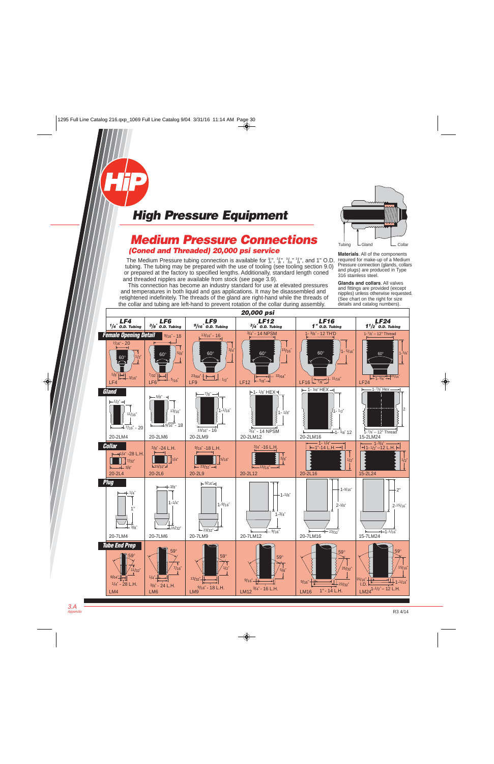# High Pressure Equipment

## Medium Pressure Connections

### (Coned and Threaded) 20,000 psi service

The Medium Pressure tubing connection is available for 1/4", 3/8", 9/16", 3/4", and 1" O.D. tubing. The tubing may be prepared with the use of tooling (see tooling section 9.0) or prepared at the factory to specified lengths. Additionally, standard length coned and threaded nipples are available from stock (see page 3.9).

This connection has become an industry standard for use at elevated pressures and temperatures in both liquid and gas applications. It may be disassembled and retightened indefinitely. The threads of the gland are right-hand while the threads of the collar and tubing are left-hand to prevent rotation of the collar during assembly.

Tubing — Gland — Collar

**Materials**. All of the components required for make-up of a Medium Pressure connection (glands, collars and plugs) are produced in Type 316 stainless steel.

**Glands and collars**. All valves and fittings are provided (except nipples) unless otherwise requested. (See chart on the right for size details and catalog numbers).

**20,000 psi**

| | LF4 1/4" O.D. Tubing | LF6 3/8" O.D. Tubing | LF9 9/16" O.D. Tubing | LF12 3/4" O.D. Tubing | LF16 1" O.D. Tubing | LF24 1-1/2" O.D. Tubing |
|---|---|---|---|---|---|---|
| Female Opening Detail | 7/16" - 20; 60°; 1/2"; 1/8"; 3/16"; LF4 | 9/16" - 18; 60°; 5/8"; 7/32"; 5/16"; LF6 | 13/16" - 16; 60°; 3/4"; 23/64"; 1/2"; LF9 | 3/4" - 14 NPSM; 60°; 15/16"; 5/8"; 33/64"; LF12 | 1- 3/8" - 12 TH'D; 60°; 1- 5/16"; 7/8"; 11/16"; LF16 | 1-7/8" – 12" Thread; 60°; 1-5/8"; 1-3/8"; 15/16"; LF24 |
| Gland | 1/2"; 11/16"; 7/16" - 20; 20-2LM4 | 5/8"; 13/16"; 9/16" - 18; 20-2LM6 | 7/8"; 1-1/16"; 13/16" - 16; 20-2LM9 | 1- 1/8" HEX; 1- 1/8"; 3/4" - 14 NPSM; 20-2LM12 | 1- 3/8" HEX; 1- 1/2"; 1- 3/8" 12; 20-2LM16 | 1-7/8" Hex; 2; 1-7/8" – 12" Thread; 15-2LM24 |
| Collar | 1/4" -28 L.H.; 7/32"; 3/8"; 20-2L4 | 3/8" -24 L.H.; 1/4"; 15/32"; 20-2L6 | 9/16" -18 L.H.; 5/16"; 23/32"; 20-2L9 | 3/4" -16 L.H.; 3/8"; 15/16"; 20-2L12 | 1- 1/4"; 1"-14 L.H.; 1/2"; 20-2L16 | 1- 3/4"; 1- 1/2" –12 L.H.; 1/2"; 15-2L24 |
| Plug | 1/4"; 1"; 3/8"; 20-7LM4 | 3/8"; 1-1/4"; 15/32"; 20-7LM6 | 9/16"; 1-9/16"; 23/32"; 20-7LM9 | 1-1/8"; 1-3/4"; 9/16"; 20-7LM12 | 1-9/16"; 2-3/8"; 23/32"; 20-7LM16 | 2"; 2-15/16"; 1-1/16"; 15-7LM24 |
| Tube End Prep | 59°; 11/32"; 9/64"; 1/4" - 28 L.H.; LM4 | 59°; 7/16"; 1/4"; 3/8" - 24 L.H.; LM6 | 59°; 1/2"; 13/32"; 9/16" - 18 L.H.; LM9 | 59°; 5/8"; 9/16"; 3/4" - 16 L.H.; LM12 | 59°; 25/32"; 9/16"; 23/32"; 1" - 14 L.H.; LM16 | 59°; 15/16"; 15/16" I.D.; 1-1/16"; 1-1/2" – 12 L.H.; LM24 |

3.A Appendix

R3 4/14